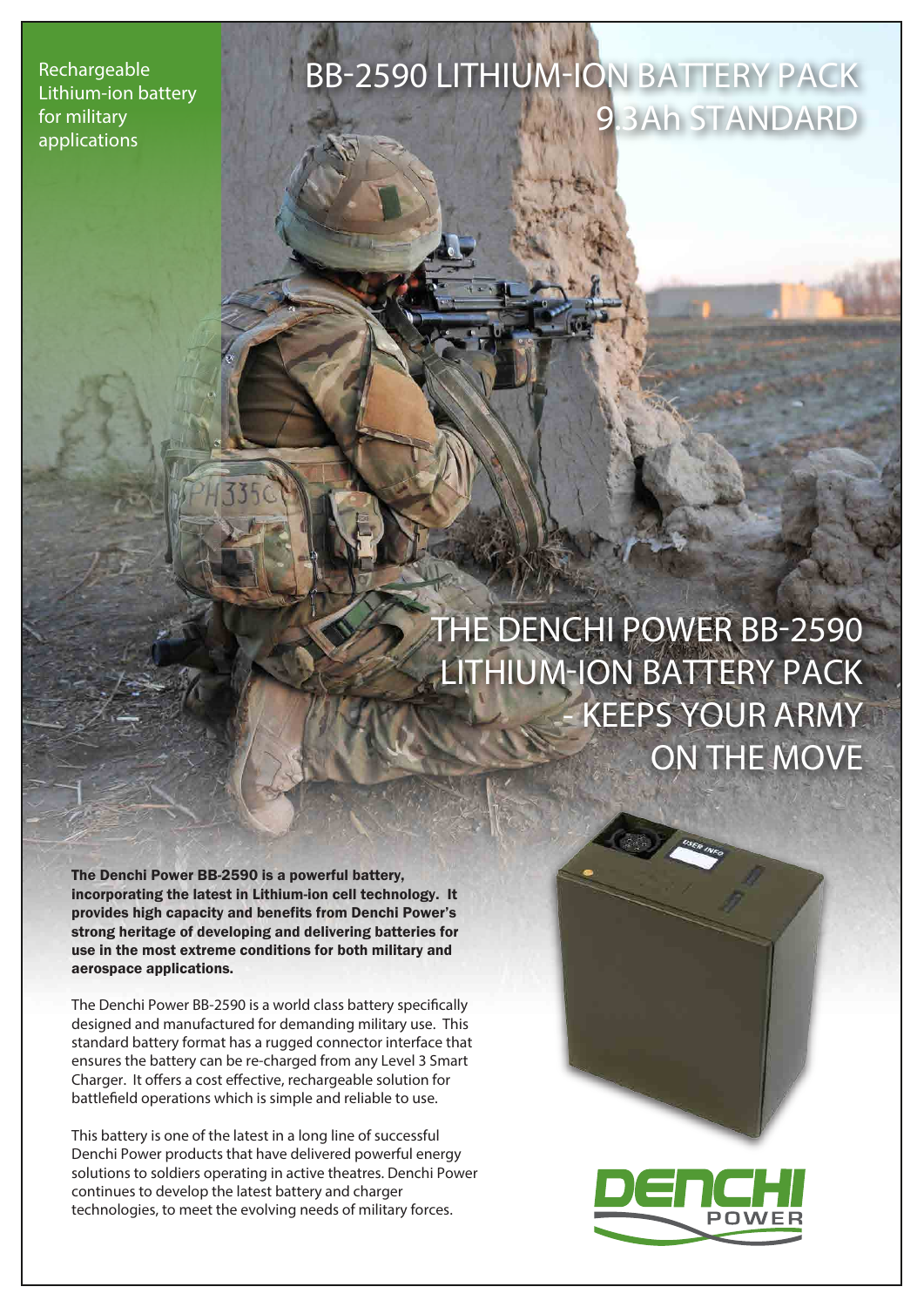Rechargeable Lithium-ion battery for military applications

# BB-2590 LITHIUM-ION BATTERY PACK 9.3Ah STANDARD

## THE DENCHI POWER BB-2590 LITHIUM-ION BATTERY PACK - KEEPS YOUR ARMY ON THE MOVE

**The Denchi Power BB-2590 is a powerful battery, incorporating the latest in Lithium-ion cell technology. It provides high capacity and benefits from Denchi Power's strong heritage of developing and delivering batteries for use in the most extreme conditions for both military and aerospace applications.**

The Denchi Power BB-2590 is a world class battery specifically designed and manufactured for demanding military use. This standard battery format has a rugged connector interface that ensures the battery can be re-charged from any Level 3 Smart Charger. It offers a cost effective, rechargeable solution for battlefield operations which is simple and reliable to use.

This battery is one of the latest in a long line of successful Denchi Power products that have delivered powerful energy solutions to soldiers operating in active theatres. Denchi Power continues to develop the latest battery and charger technologies, to meet the evolving needs of military forces.

DENCHI POWER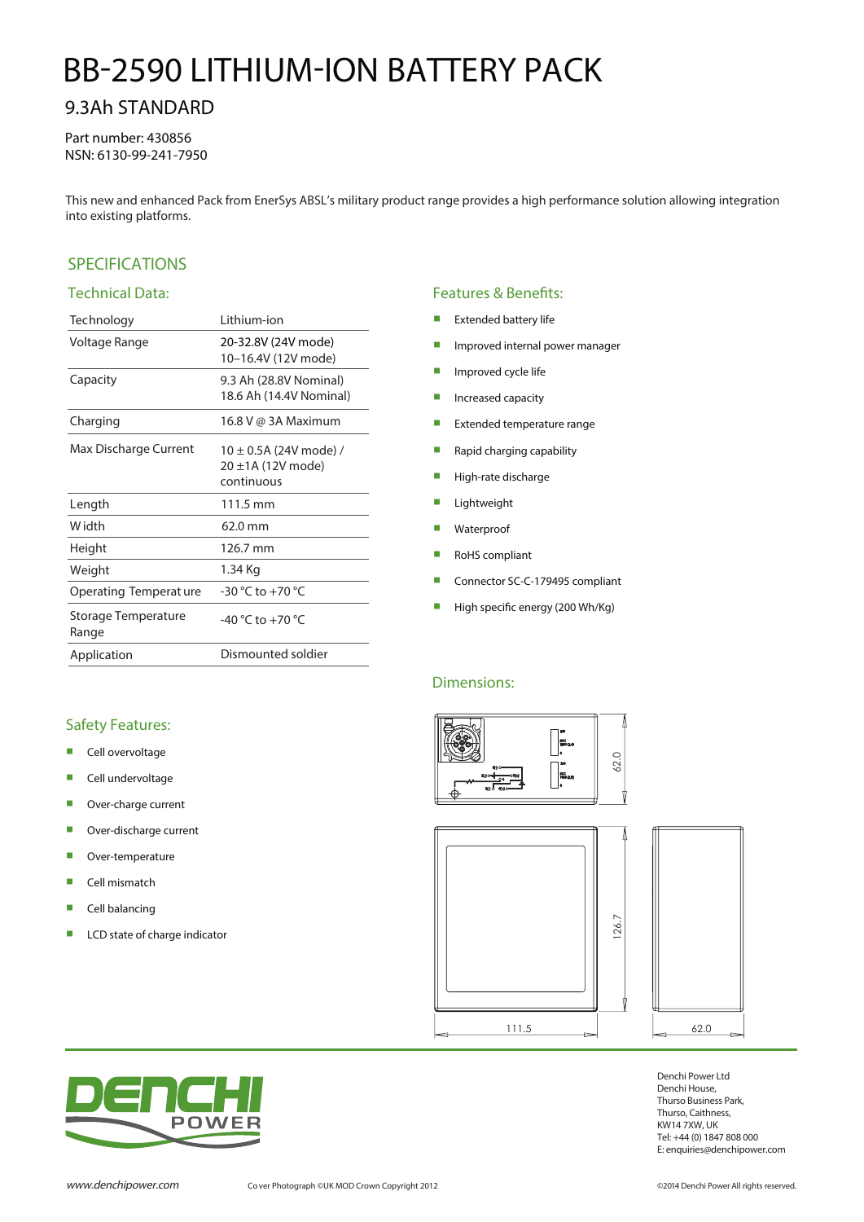# BB-2590 LITHIUM-ION BATTERY PACK

## 9.3Ah STANDARD

Part number: 430856
NSN: 6130-99-241-7950

This new and enhanced Pack from EnerSys ABSL's military product range provides a high performance solution allowing integration into existing platforms.

## SPECIFICATIONS

### Technical Data:

| | |
|---|---|
| Technology | Lithium-ion |
| Voltage Range | 20-32.8V (24V mode)<br>10–16.4V (12V mode) |
| Capacity | 9.3 Ah (28.8V Nominal)<br>18.6 Ah (14.4V Nominal) |
| Charging | 16.8 V @ 3A Maximum |
| Max Discharge Current | 10 ± 0.5A (24V mode) /<br>20 ±1A (12V mode)<br>continuous |
| Length | 111.5 mm |
| Width | 62.0 mm |
| Height | 126.7 mm |
| Weight | 1.34 Kg |
| Operating Temperature | -30 °C to +70 °C |
| Storage Temperature Range | -40 °C to +70 °C |
| Application | Dismounted soldier |

### Features & Benefits:

- Extended battery life
- Improved internal power manager
- Improved cycle life
- Increased capacity
- Extended temperature range
- Rapid charging capability
- High-rate discharge
- Lightweight
- Waterproof
- RoHS compliant
- Connector SC-C-179495 compliant
- High specific energy (200 Wh/Kg)

### Safety Features:

- Cell overvoltage
- Cell undervoltage
- Over-charge current
- Over-discharge current
- Over-temperature
- Cell mismatch
- Cell balancing
- LCD state of charge indicator

### Dimensions:

62.0

126.7

111.5

62.0

Denchi Power Ltd
Denchi House,
Thurso Business Park,
Thurso, Caithness,
KW14 7XW, UK
Tel: +44 (0) 1847 808 000
E: enquiries@denchipower.com

www.denchipower.com

Cover Photograph ©UK MOD Crown Copyright 2012

©2014 Denchi Power All rights reserved.